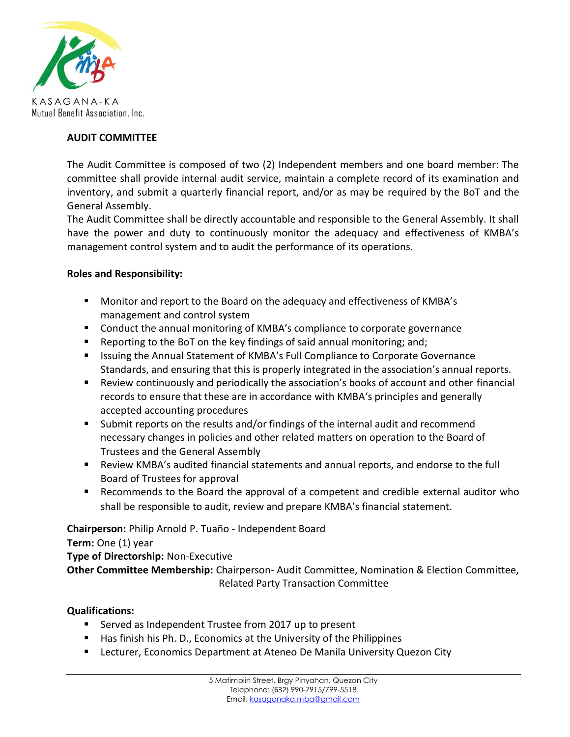KASAGANA-KA
Mutual Benefit Association, Inc.

## AUDIT COMMITTEE

The Audit Committee is composed of two (2) Independent members and one board member: The committee shall provide internal audit service, maintain a complete record of its examination and inventory, and submit a quarterly financial report, and/or as may be required by the BoT and the General Assembly.

The Audit Committee shall be directly accountable and responsible to the General Assembly. It shall have the power and duty to continuously monitor the adequacy and effectiveness of KMBA's management control system and to audit the performance of its operations.

**Roles and Responsibility:**

- Monitor and report to the Board on the adequacy and effectiveness of KMBA's management and control system
- Conduct the annual monitoring of KMBA's compliance to corporate governance
- Reporting to the BoT on the key findings of said annual monitoring; and;
- Issuing the Annual Statement of KMBA's Full Compliance to Corporate Governance Standards, and ensuring that this is properly integrated in the association's annual reports.
- Review continuously and periodically the association's books of account and other financial records to ensure that these are in accordance with KMBA's principles and generally accepted accounting procedures
- Submit reports on the results and/or findings of the internal audit and recommend necessary changes in policies and other related matters on operation to the Board of Trustees and the General Assembly
- Review KMBA's audited financial statements and annual reports, and endorse to the full Board of Trustees for approval
- Recommends to the Board the approval of a competent and credible external auditor who shall be responsible to audit, review and prepare KMBA's financial statement.

**Chairperson:** Philip Arnold P. Tuaño - Independent Board
**Term:** One (1) year
**Type of Directorship:** Non-Executive
**Other Committee Membership:** Chairperson- Audit Committee, Nomination & Election Committee, Related Party Transaction Committee

**Qualifications:**

- Served as Independent Trustee from 2017 up to present
- Has finish his Ph. D., Economics at the University of the Philippines
- Lecturer, Economics Department at Ateneo De Manila University Quezon City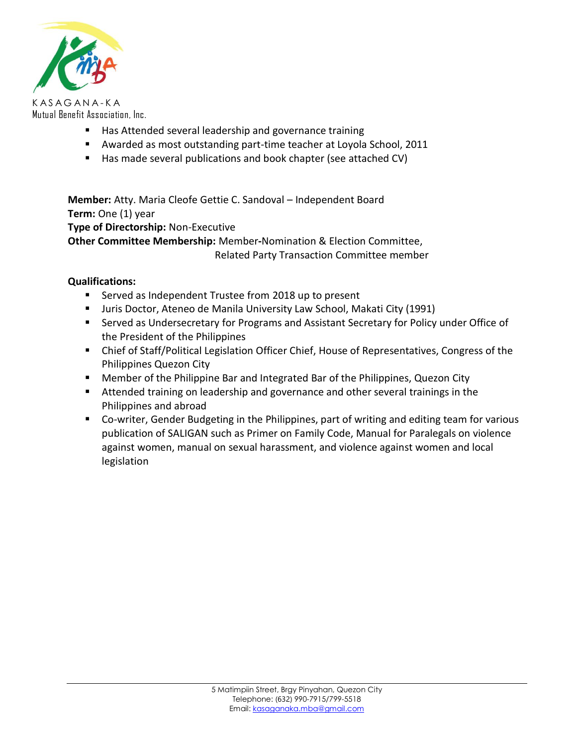- Has Attended several leadership and governance training
- Awarded as most outstanding part-time teacher at Loyola School, 2011
- Has made several publications and book chapter (see attached CV)

**Member:** Atty. Maria Cleofe Gettie C. Sandoval – Independent Board
**Term:** One (1) year
**Type of Directorship:** Non-Executive
**Other Committee Membership:** Member-Nomination & Election Committee,
Related Party Transaction Committee member

**Qualifications:**

- Served as Independent Trustee from 2018 up to present
- Juris Doctor, Ateneo de Manila University Law School, Makati City (1991)
- Served as Undersecretary for Programs and Assistant Secretary for Policy under Office of the President of the Philippines
- Chief of Staff/Political Legislation Officer Chief, House of Representatives, Congress of the Philippines Quezon City
- Member of the Philippine Bar and Integrated Bar of the Philippines, Quezon City
- Attended training on leadership and governance and other several trainings in the Philippines and abroad
- Co-writer, Gender Budgeting in the Philippines, part of writing and editing team for various publication of SALIGAN such as Primer on Family Code, Manual for Paralegals on violence against women, manual on sexual harassment, and violence against women and local legislation